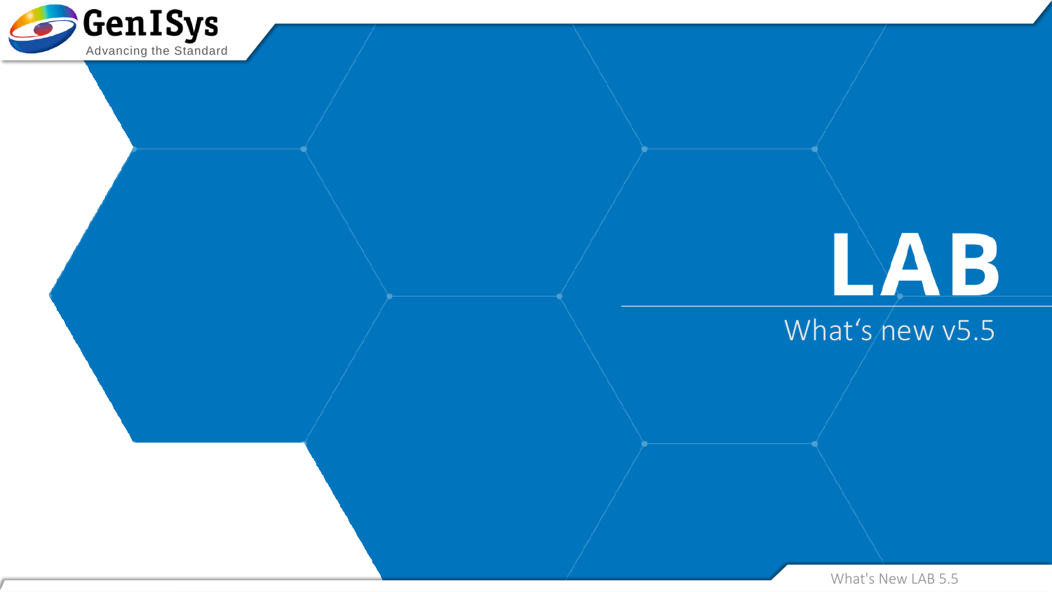GenISys

Advancing the Standard

# LAB

## What‘s new v5.5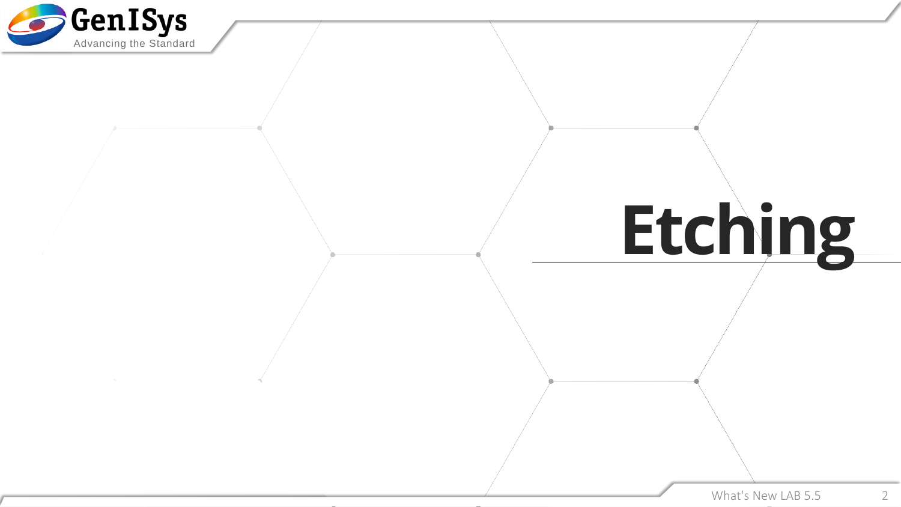# Etching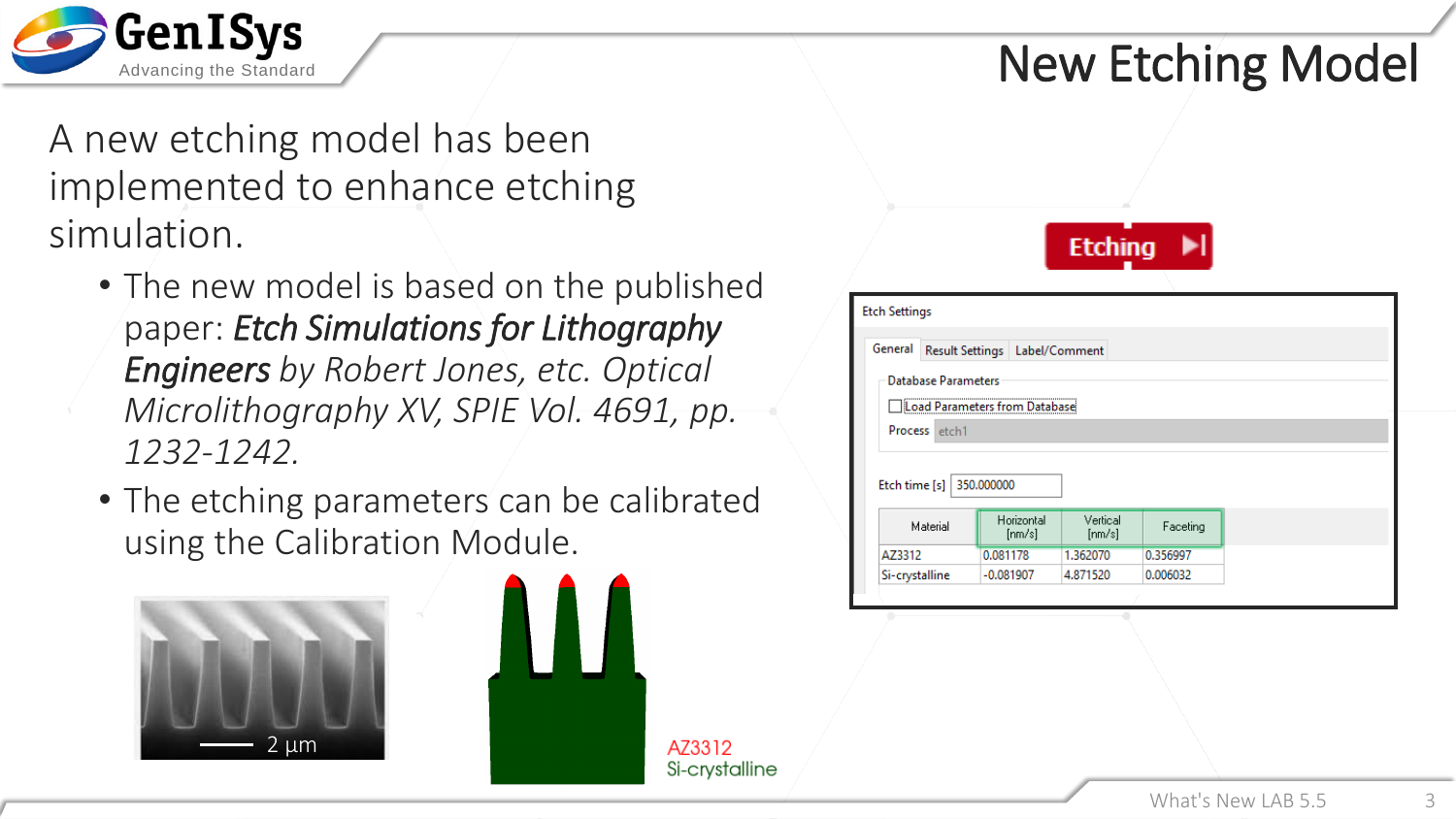# New Etching Model

A new etching model has been implemented to enhance etching simulation.

- The new model is based on the published paper: ***Etch Simulations for Lithography Engineers*** *by Robert Jones, etc. Optical Microlithography XV, SPIE Vol. 4691, pp. 1232-1242.*
- The etching parameters can be calibrated using the Calibration Module.

2 µm

AZ3312
Si-crystalline

Etching

Etch Settings

General | Result Settings | Label/Comment

Database Parameters

Load Parameters from Database

Process: etch1

Etch time [s]: 350.000000

| Material | Horizontal [nm/s] | Vertical [nm/s] | Faceting |
|---|---|---|---|
| AZ3312 | 0.081178 | 1.362070 | 0.356997 |
| Si-crystalline | -0.081907 | 4.871520 | 0.006032 |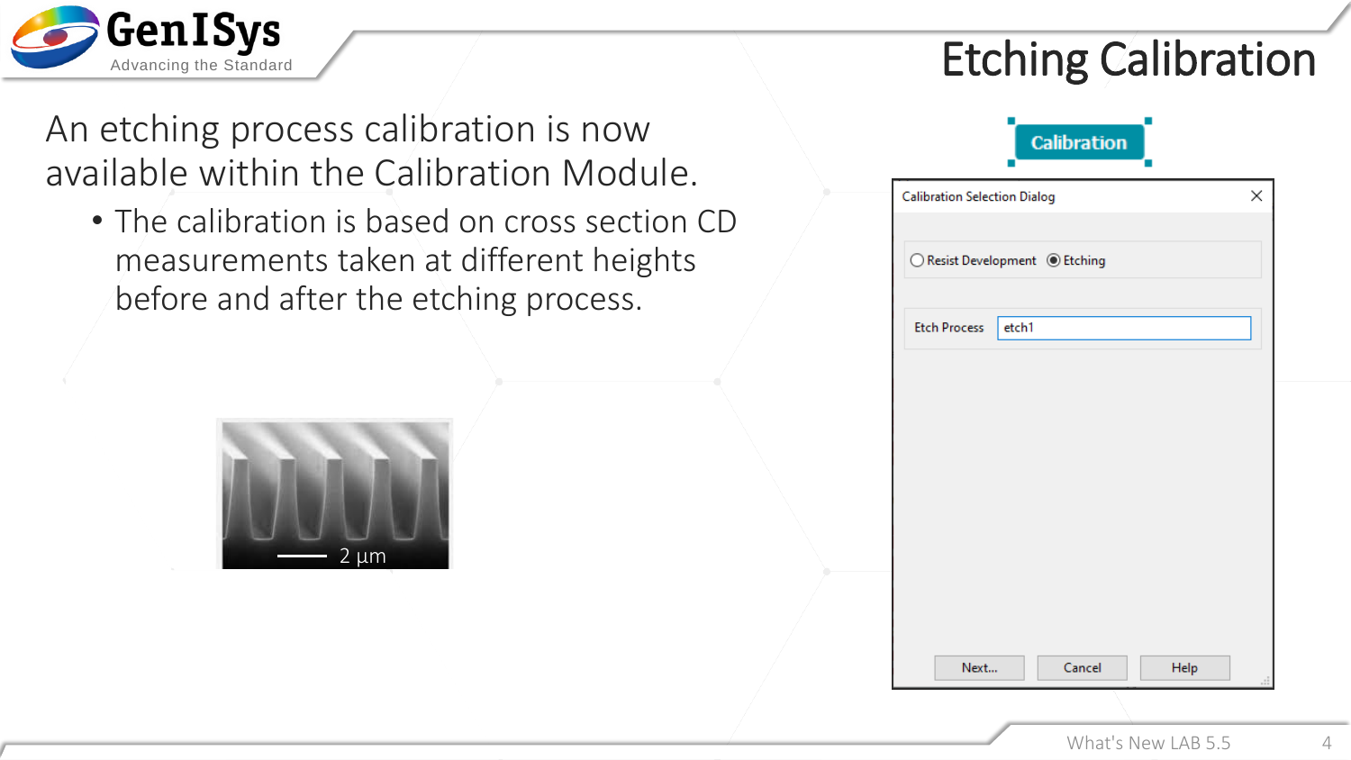# Etching Calibration

An etching process calibration is now available within the Calibration Module.

- The calibration is based on cross section CD measurements taken at different heights before and after the etching process.

2 µm

Calibration

Calibration Selection Dialog

Resist Development   Etching

Etch Process   etch1

Next...   Cancel   Help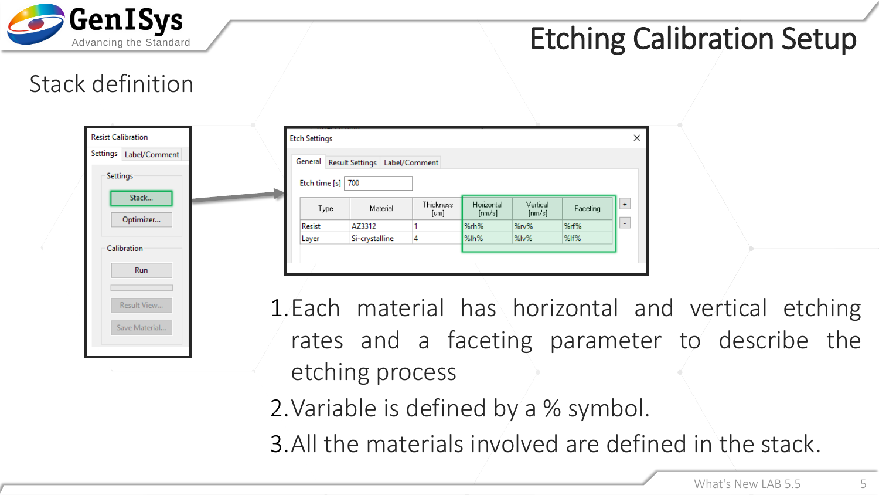# Etching Calibration Setup

## Stack definition

Resist Calibration

Settings | Label/Comment

Settings

Stack...

Optimizer...

Calibration

Run

Result View...

Save Material...

Etch Settings

General | Result Settings | Label/Comment

Etch time [s] 700

| Type | Material | Thickness [um] | Horizontal [nm/s] | Vertical [nm/s] | Faceting |
|---|---|---|---|---|---|
| Resist | AZ3312 | 1 | %rh% | %rv% | %rf% |
| Layer | Si-crystalline | 4 | %lh% | %lv% | %lf% |

1. Each material has horizontal and vertical etching rates and a faceting parameter to describe the etching process
2. Variable is defined by a % symbol.
3. All the materials involved are defined in the stack.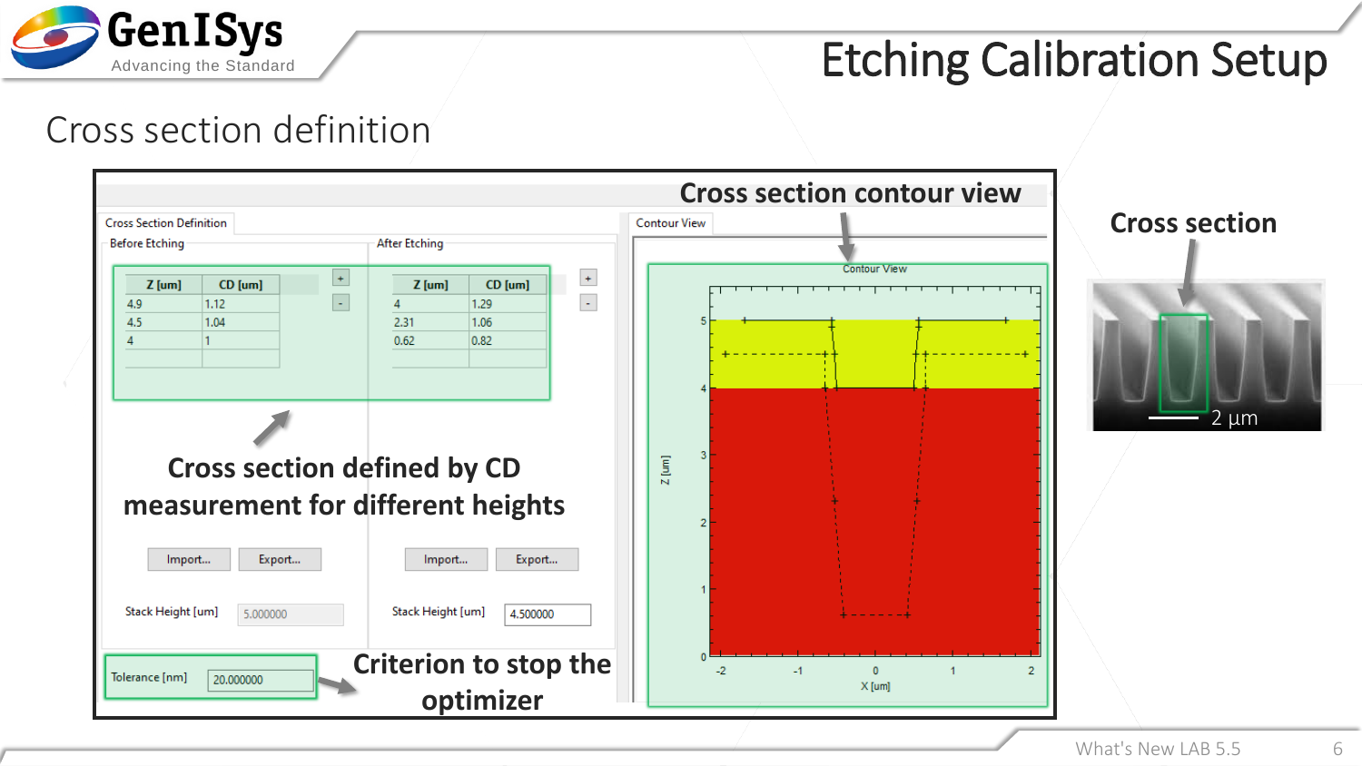# Etching Calibration Setup

## Cross section definition

**Cross section contour view**

Cross Section Definition

Before Etching

| Z [um] | CD [um] |
|---|---|
| 4.9 | 1.12 |
| 4.5 | 1.04 |
| 4 | 1 |

After Etching

| Z [um] | CD [um] |
|---|---|
| 4 | 1.29 |
| 2.31 | 1.06 |
| 0.62 | 0.82 |

**Cross section defined by CD measurement for different heights**

Import... Export...

Stack Height [um] 5.000000

Stack Height [um] 4.500000

Tolerance [nm] 20.000000

**Criterion to stop the optimizer**

Contour View

**Cross section**

2 µm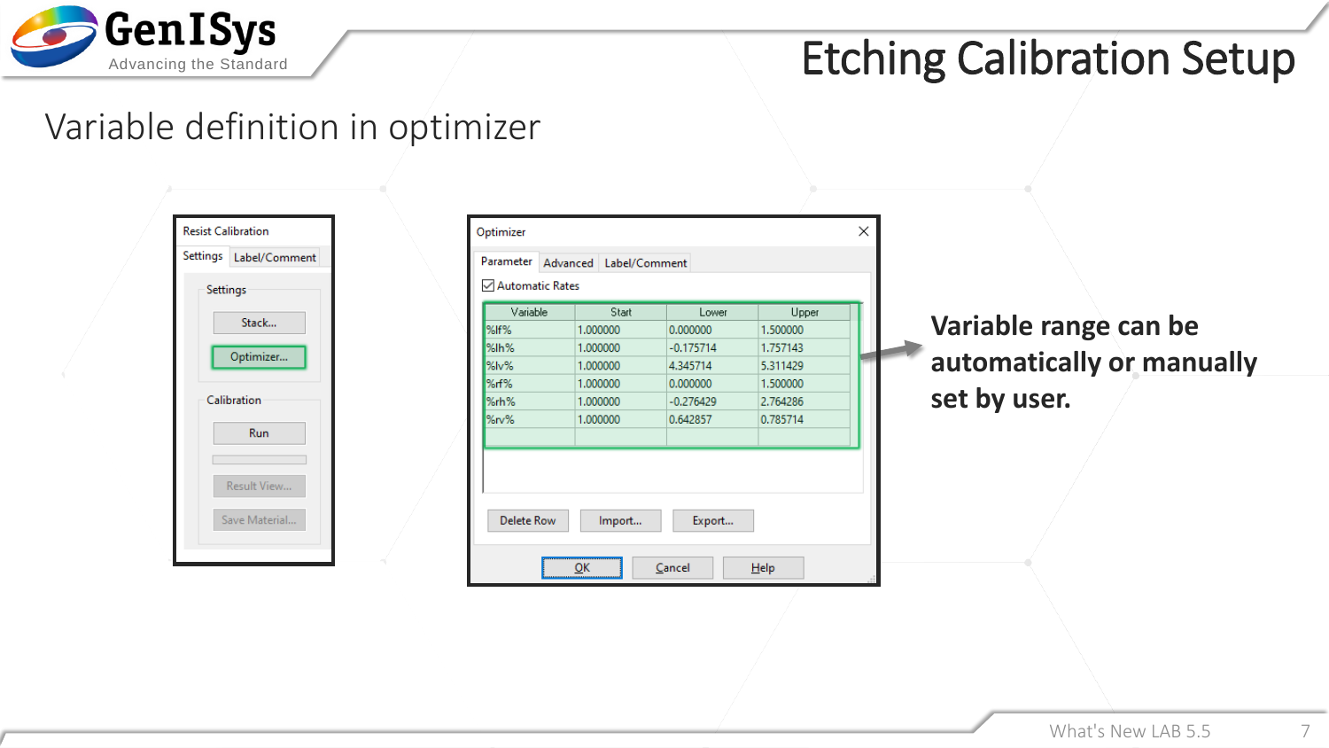# Etching Calibration Setup

## Variable definition in optimizer

Resist Calibration

Settings | Label/Comment

Settings

Stack...

Optimizer...

Calibration

Run

Result View...

Save Material...

Optimizer

Parameter | Advanced | Label/Comment

☑ Automatic Rates

| Variable | Start | Lower | Upper |
|---|---|---|---|
| %lf% | 1.000000 | 0.000000 | 1.500000 |
| %lh% | 1.000000 | -0.175714 | 1.757143 |
| %lv% | 1.000000 | 4.345714 | 5.311429 |
| %rf% | 1.000000 | 0.000000 | 1.500000 |
| %rh% | 1.000000 | -0.276429 | 2.764286 |
| %rv% | 1.000000 | 0.642857 | 0.785714 |

Delete Row | Import... | Export...

OK | Cancel | Help

**Variable range can be automatically or manually set by user.**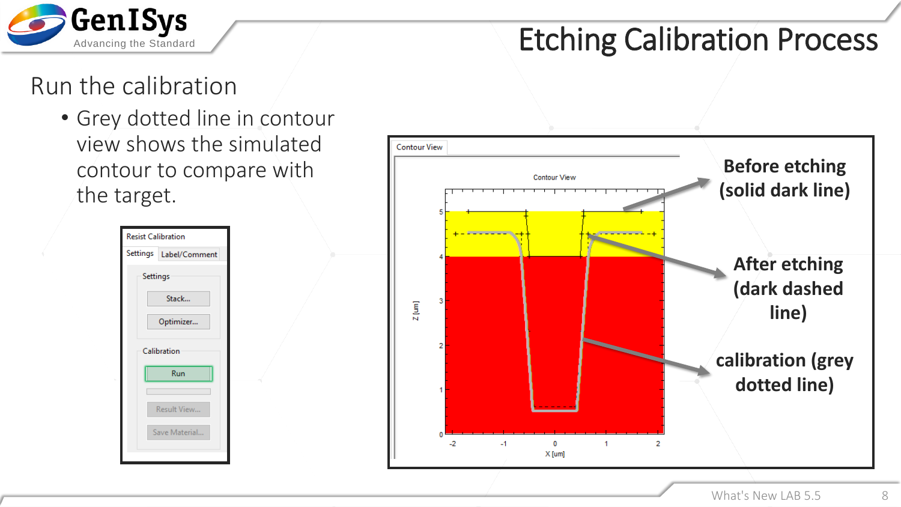# Etching Calibration Process

## Run the calibration

- Grey dotted line in contour view shows the simulated contour to compare with the target.

Resist Calibration

Settings | Label/Comment

Settings

Stack...

Optimizer...

Calibration

Run

Result View...

Save Material...

Contour View

**Before etching (solid dark line)**

**After etching (dark dashed line)**

**calibration (grey dotted line)**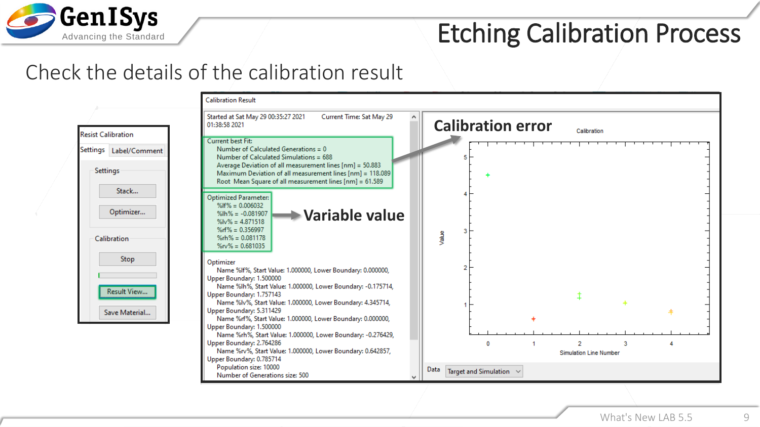# Etching Calibration Process

## Check the details of the calibration result

**Resist Calibration**

Settings | Label/Comment

Settings
- Stack...
- Optimizer...

Calibration
- Stop
- Result View...
- Save Material...

**Calibration Result**

Started at Sat May 29 00:35:27 2021    Current Time: Sat May 29 01:38:58 2021

Current best Fit:
- Number of Calculated Generations = 0
- Number of Calculated Simulations = 688
- Average Deviation of all measurement lines [nm] = 50.883
- Maximum Deviation of all measurement lines [nm] = 118.089
- Root Mean Square of all measurement lines [nm] = 61.589

Optimized Parameter:
- %lf% = 0.006032
- %lh% = -0.081907
- %lv% = 4.871518
- %rf% = 0.356997
- %rh% = 0.081178
- %rv% = 0.681035

Optimizer
- Name %lf%, Start Value: 1.000000, Lower Boundary: 0.000000, Upper Boundary: 1.500000
- Name %lh%, Start Value: 1.000000, Lower Boundary: -0.175714, Upper Boundary: 1.757143
- Name %lv%, Start Value: 1.000000, Lower Boundary: 4.345714, Upper Boundary: 5.311429
- Name %rf%, Start Value: 1.000000, Lower Boundary: 0.000000, Upper Boundary: 1.500000
- Name %rh%, Start Value: 1.000000, Lower Boundary: -0.276429, Upper Boundary: 2.764286
- Name %rv%, Start Value: 1.000000, Lower Boundary: 0.642857, Upper Boundary: 0.785714
- Population size: 10000
- Number of Generations size: 500

**Variable value**

**Calibration error**

Calibration

Data: Target and Simulation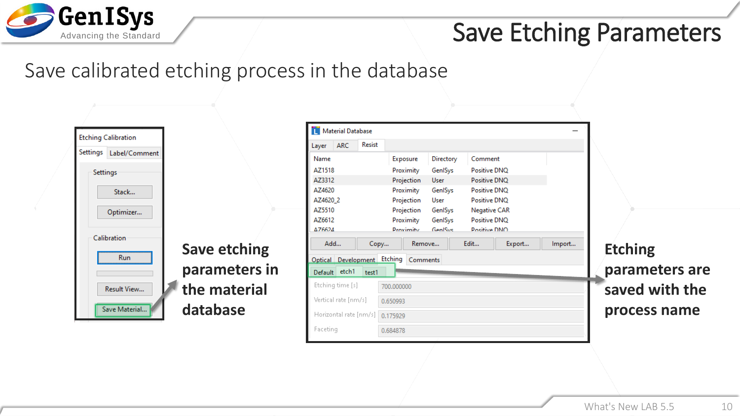# Save Etching Parameters

Save calibrated etching process in the database

**Etching Calibration**

Settings | Label/Comment

Settings

- Stack...
- Optimizer...

Calibration

- Run
- Result View...
- Save Material...

**Save etching parameters in the material database**

**Material Database**

Layer | ARC | Resist

| Name | Exposure | Directory | Comment |
|---|---|---|---|
| AZ1518 | Proximity | GenISys | Positive DNQ |
| AZ3312 | Projection | User | Positive DNQ |
| AZ4620 | Proximity | GenISys | Positive DNQ |
| AZ4620_2 | Projection | User | Positive DNQ |
| AZ5510 | Projection | GenISys | Negative CAR |
| AZ6612 | Proximity | GenISys | Positive DNQ |
| AZ6624 | Proximity | GenISys | Positive DNQ |

Add... | Copy... | Remove... | Edit... | Export... | Import...

Optical | Development | Etching | Comments

Default | etch1 | test1

| | |
|---|---|
| Etching time [s] | 700.000000 |
| Vertical rate [nm/s] | 0.650993 |
| Horizontal rate [nm/s] | 0.175929 |
| Faceting | 0.684878 |

**Etching parameters are saved with the process name**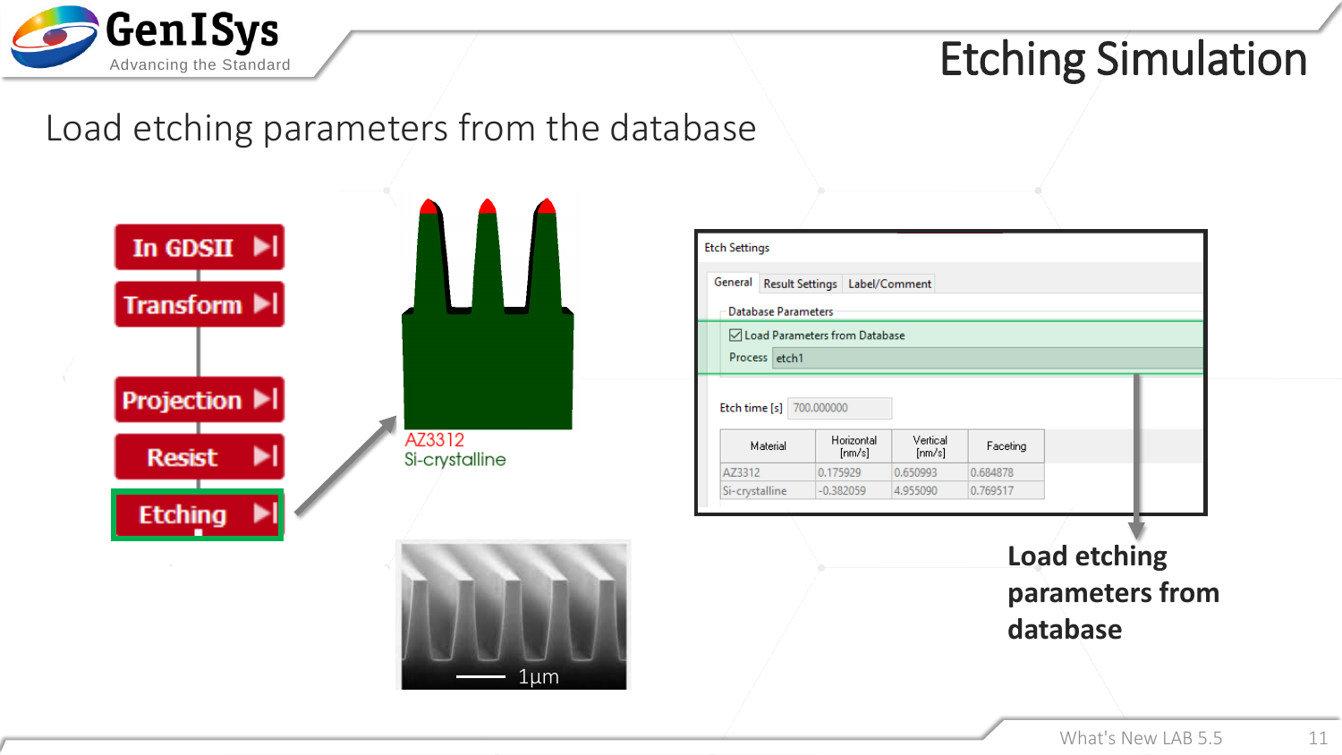# Etching Simulation

## Load etching parameters from the database

In GDSII ▶|

Transform ▶|

Projection ▶|

Resist ▶|

Etching ▶|

AZ3312
Si-crystalline

1µm

Etch Settings

General | Result Settings | Label/Comment

Database Parameters

☑ Load Parameters from Database

Process: etch1

Etch time [s]: 700.000000

| Material | Horizontal [nm/s] | Vertical [nm/s] | Faceting |
|---|---|---|---|
| AZ3312 | 0.175929 | 0.650993 | 0.684878 |
| Si-crystalline | -0.382059 | 4.955090 | 0.769517 |

**Load etching parameters from database**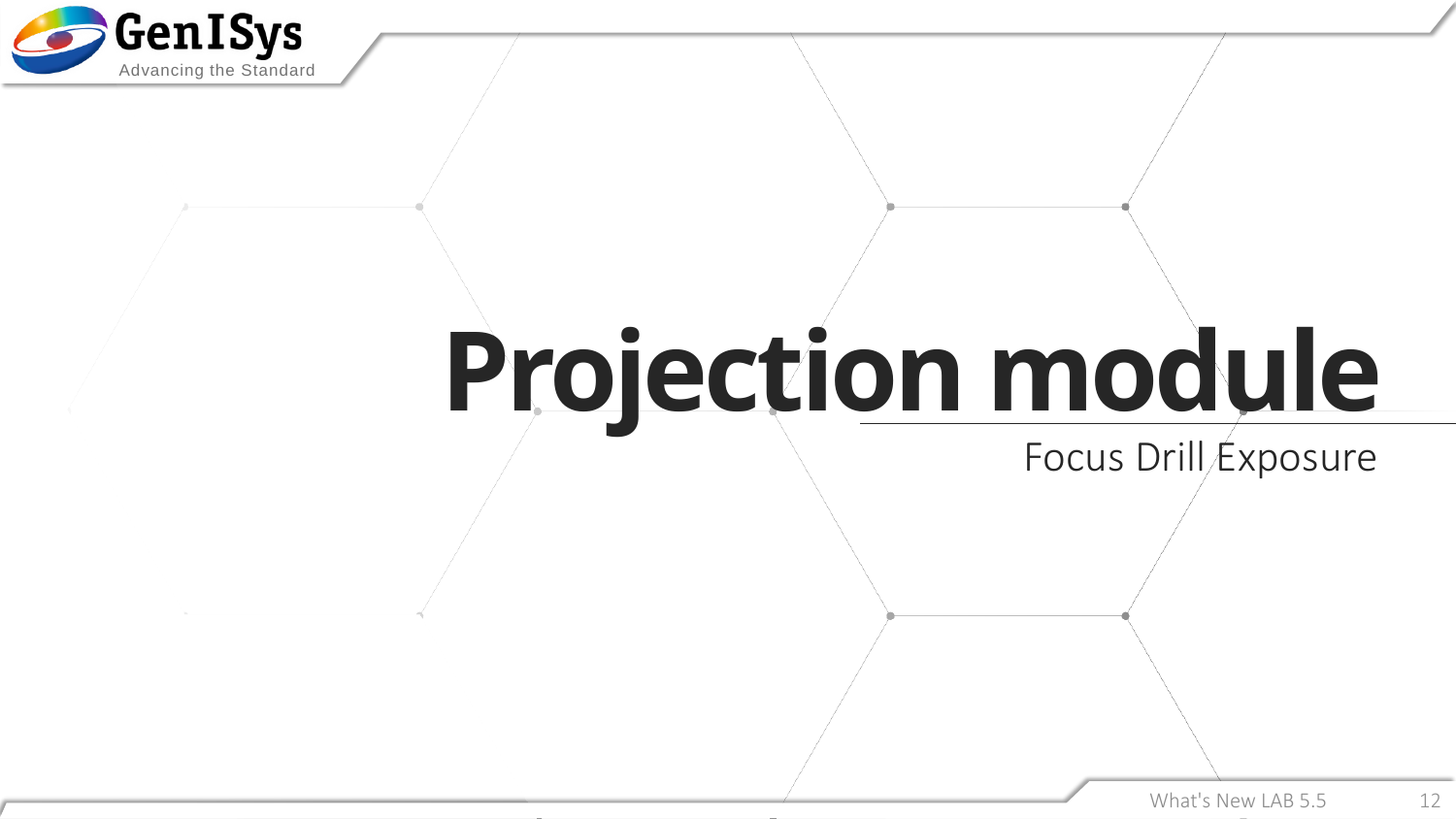# Projection module

Focus Drill Exposure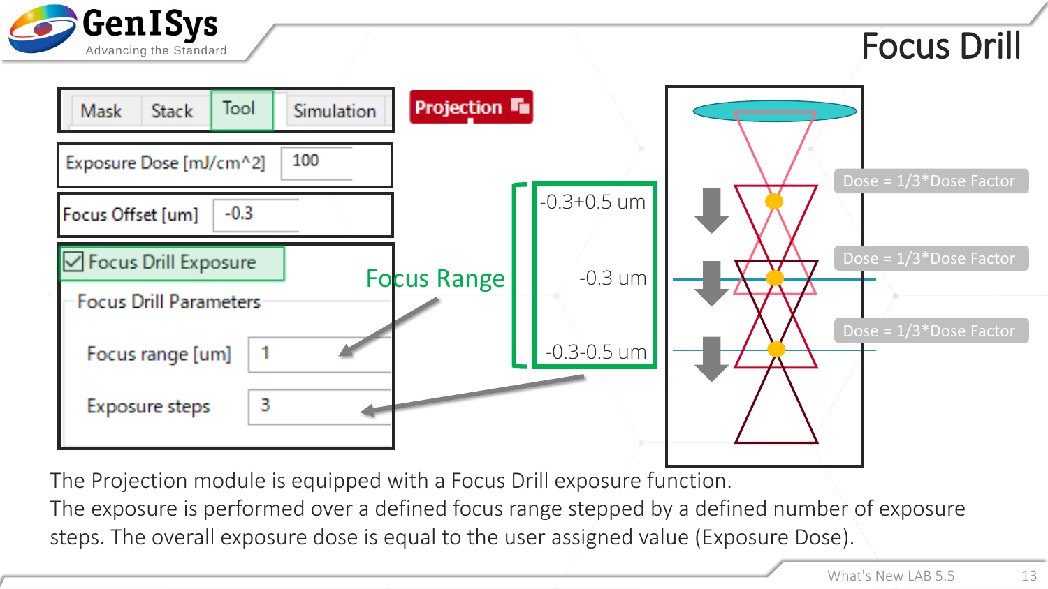# Focus Drill

Mask | Stack | Tool | Simulation

**Projection**

Exposure Dose [mJ/cm^2] 100

Focus Offset [um] -0.3

☑ Focus Drill Exposure

Focus Drill Parameters

Focus range [um] 1

Exposure steps 3

Focus Range

-0.3+0.5 um

-0.3 um

-0.3-0.5 um

Dose = 1/3*Dose Factor

Dose = 1/3*Dose Factor

Dose = 1/3*Dose Factor

The Projection module is equipped with a Focus Drill exposure function.
The exposure is performed over a defined focus range stepped by a defined number of exposure steps. The overall exposure dose is equal to the user assigned value (Exposure Dose).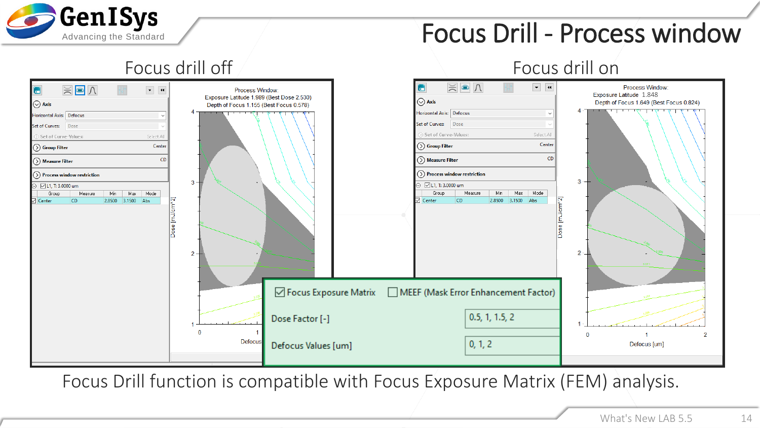# Focus Drill - Process window

## Focus drill off

Process Window:
Exposure Latitude 1.989 (Best Dose 2.530)
Depth of Focus 1.155 (Best Focus 0.578)

## Focus drill on

Process Window:
Exposure Latitude 1.848
Depth of Focus 1.649 (Best Focus 0.824)

| Option | Value |
|---|---|
| ☑ Focus Exposure Matrix | ☐ MEEF (Mask Error Enhancement Factor) |
| Dose Factor [-] | 0.5, 1, 1.5, 2 |
| Defocus Values [um] | 0, 1, 2 |

Focus Drill function is compatible with Focus Exposure Matrix (FEM) analysis.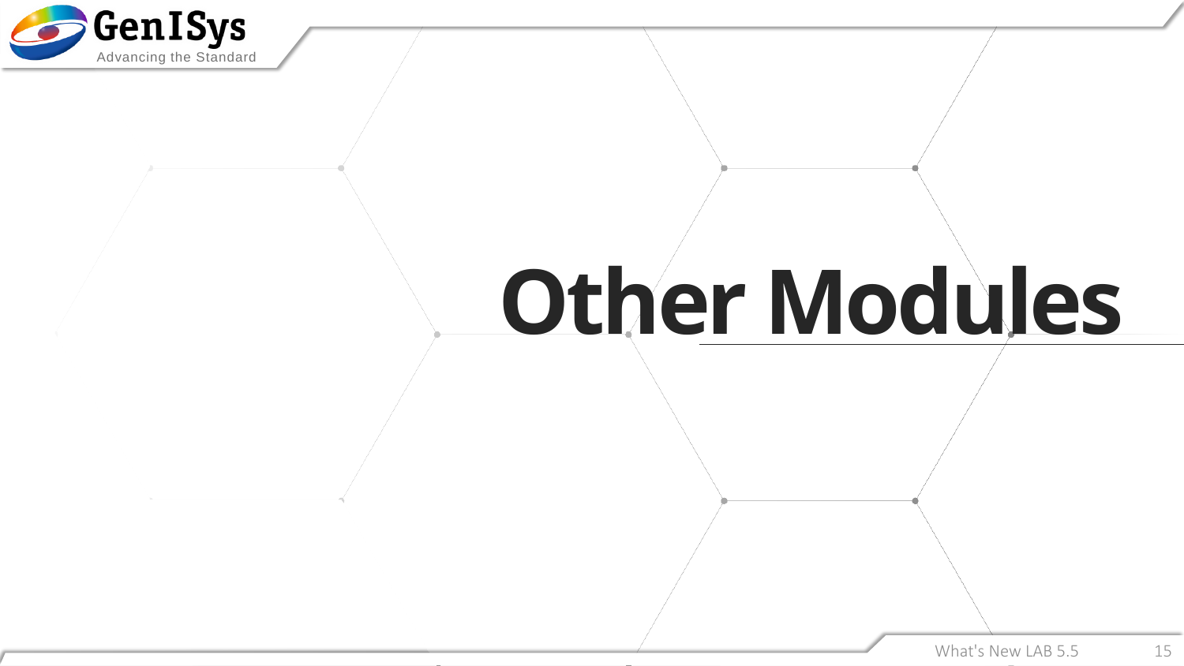# Other Modules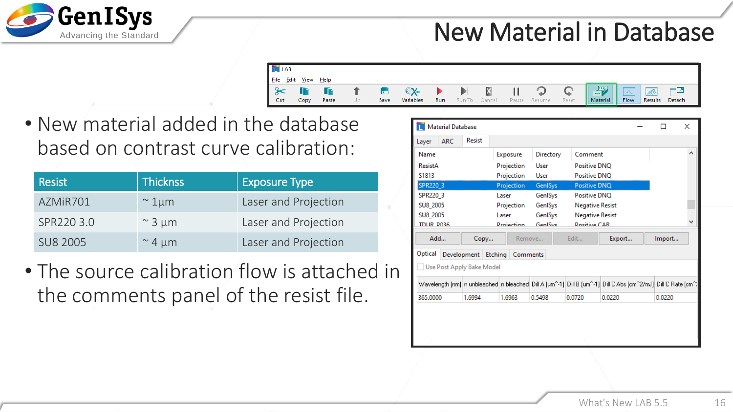# New Material in Database

- New material added in the database based on contrast curve calibration:

| Resist | Thicknss | Exposure Type |
|---|---|---|
| AZMiR701 | ~ 1µm | Laser and Projection |
| SPR220 3.0 | ~ 3 µm | Laser and Projection |
| SU8 2005 | ~ 4 µm | Laser and Projection |

- The source calibration flow is attached in the comments panel of the resist file.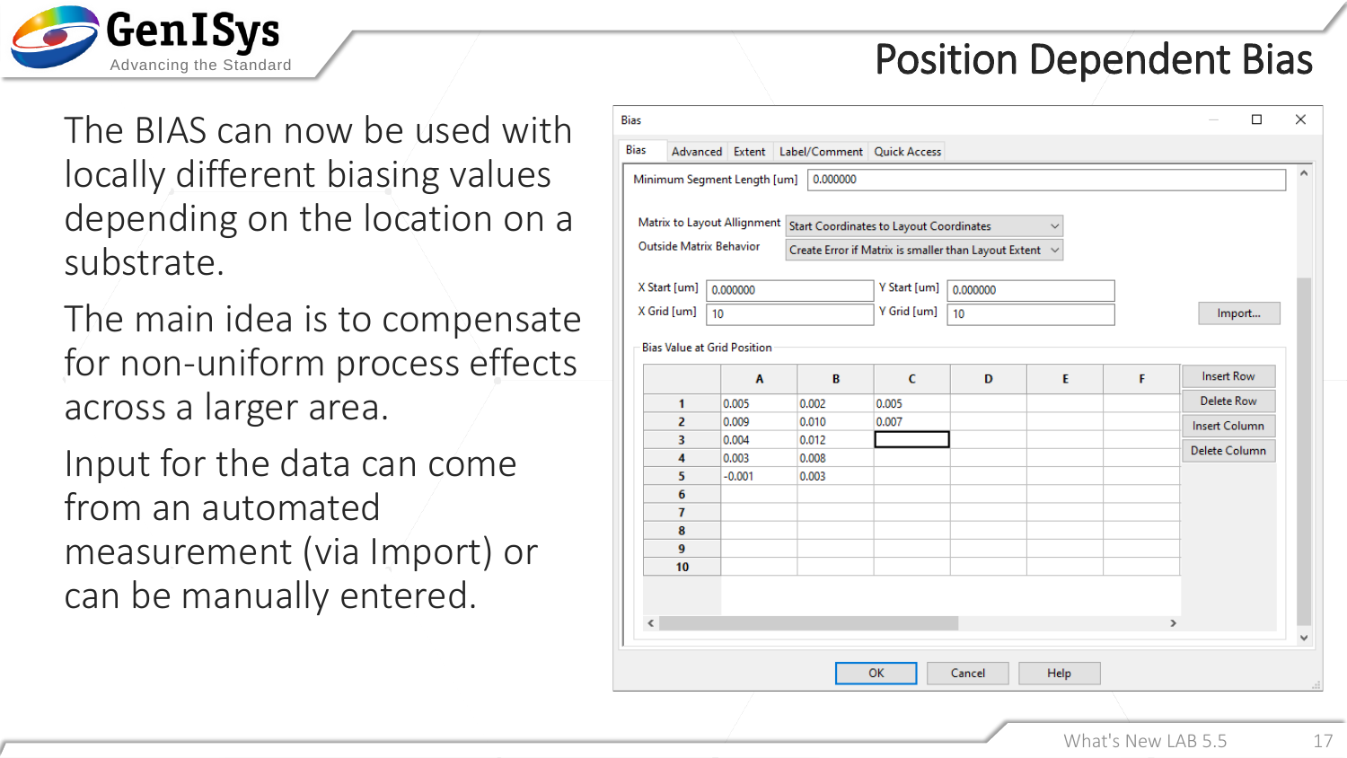# Position Dependent Bias

The BIAS can now be used with locally different biasing values depending on the location on a substrate.

The main idea is to compensate for non-uniform process effects across a larger area.

Input for the data can come from an automated measurement (via Import) or can be manually entered.

**Bias**

Bias | Advanced | Extent | Label/Comment | Quick Access

Minimum Segment Length [um]: 0.000000

Matrix to Layout Allignment: Start Coordinates to Layout Coordinates

Outside Matrix Behavior: Create Error if Matrix is smaller than Layout Extent

X Start [um]: 0.000000 | Y Start [um]: 0.000000

X Grid [um]: 10 | Y Grid [um]: 10

Import...

Bias Value at Grid Position

| | A | B | C | D | E | F |
|---|---|---|---|---|---|---|
| 1 | 0.005 | 0.002 | 0.005 | | | |
| 2 | 0.009 | 0.010 | 0.007 | | | |
| 3 | 0.004 | 0.012 | | | | |
| 4 | 0.003 | 0.008 | | | | |
| 5 | -0.001 | 0.003 | | | | |
| 6 | | | | | | |
| 7 | | | | | | |
| 8 | | | | | | |
| 9 | | | | | | |
| 10 | | | | | | |

Insert Row | Delete Row | Insert Column | Delete Column

OK | Cancel | Help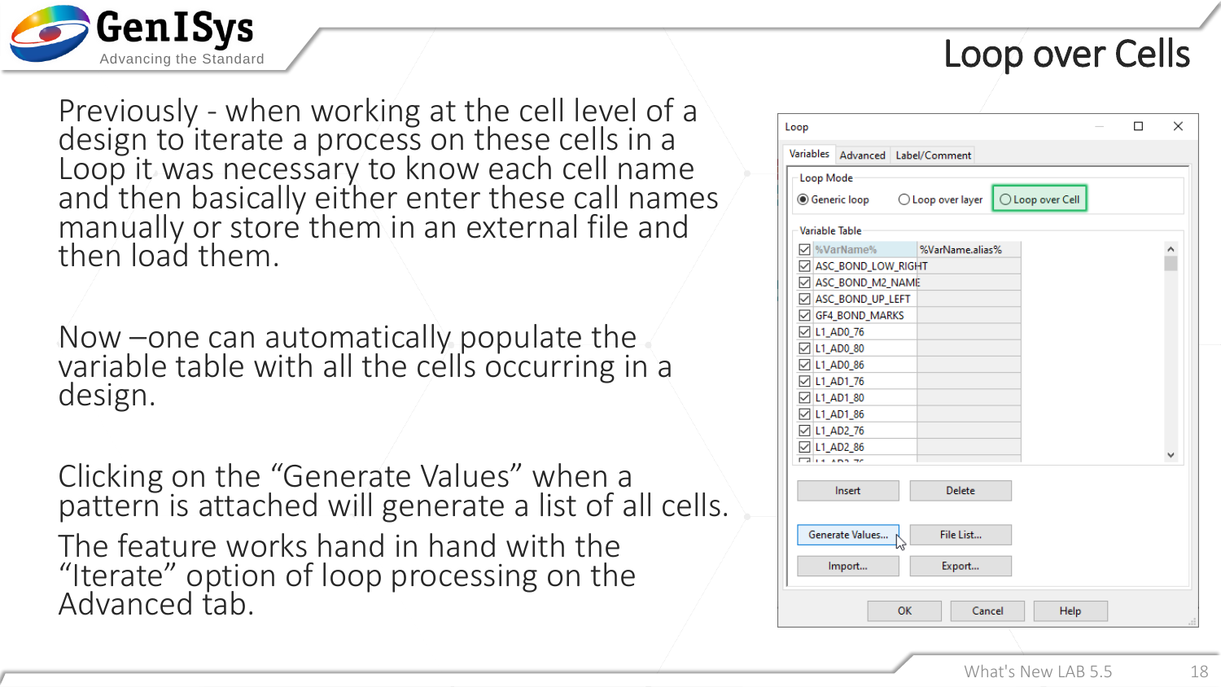# Loop over Cells

Previously - when working at the cell level of a design to iterate a process on these cells in a Loop it was necessary to know each cell name and then basically either enter these call names manually or store them in an external file and then load them.

Now –one can automatically populate the variable table with all the cells occurring in a design.

Clicking on the "Generate Values" when a pattern is attached will generate a list of all cells.

The feature works hand in hand with the "Iterate" option of loop processing on the Advanced tab.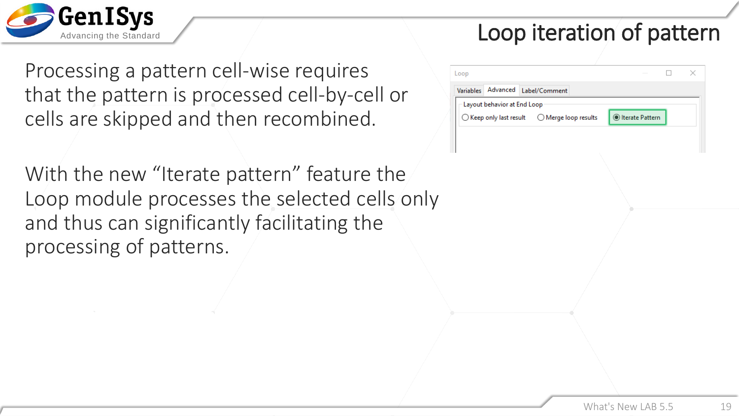# Loop iteration of pattern

Processing a pattern cell-wise requires that the pattern is processed cell-by-cell or cells are skipped and then recombined.

With the new “Iterate pattern” feature the Loop module processes the selected cells only and thus can significantly facilitating the processing of patterns.

Loop

Variables | Advanced | Label/Comment

Layout behavior at End Loop

- Keep only last result
- Merge loop results
- Iterate Pattern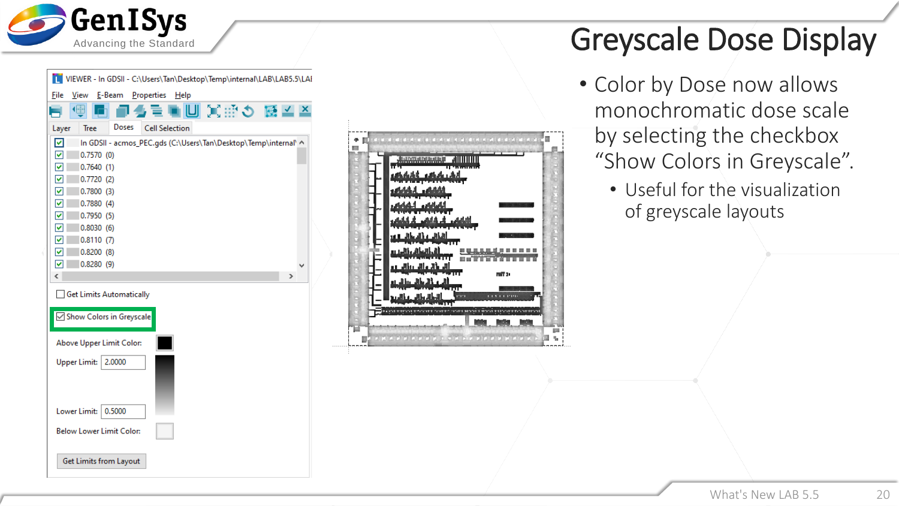# Greyscale Dose Display

- Color by Dose now allows monochromatic dose scale by selecting the checkbox “Show Colors in Greyscale”.
  - Useful for the visualization of greyscale layouts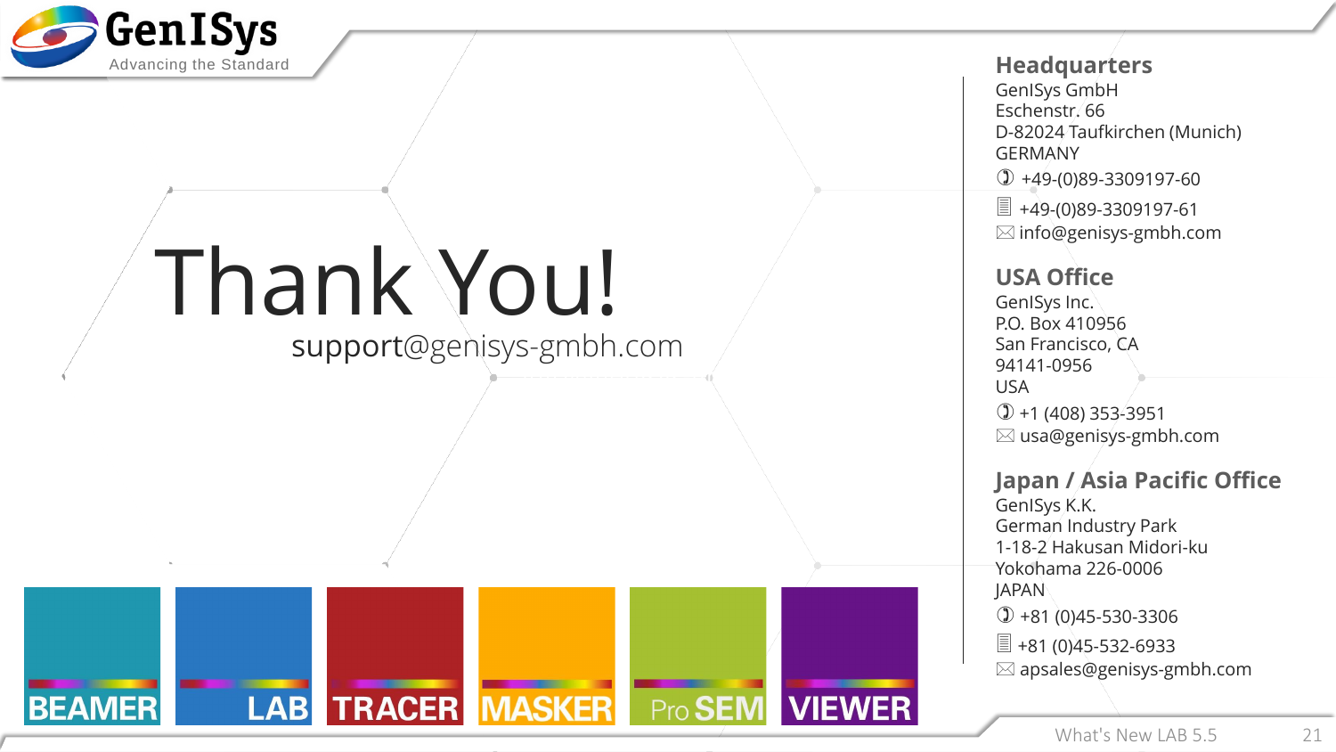GenISys

Advancing the Standard

# Thank You!

support@genisys-gmbh.com

BEAMER LAB TRACER MASKER ProSEM VIEWER

## Headquarters

GenISys GmbH
Eschenstr. 66
D-82024 Taufkirchen (Munich)
GERMANY

+49-(0)89-3309197-60

+49-(0)89-3309197-61

info@genisys-gmbh.com

## USA Office

GenISys Inc.
P.O. Box 410956
San Francisco, CA
94141-0956
USA

+1 (408) 353-3951

usa@genisys-gmbh.com

## Japan / Asia Pacific Office

GenISys K.K.
German Industry Park
1-18-2 Hakusan Midori-ku
Yokohama 226-0006
JAPAN

+81 (0)45-530-3306

+81 (0)45-532-6933

apsales@genisys-gmbh.com